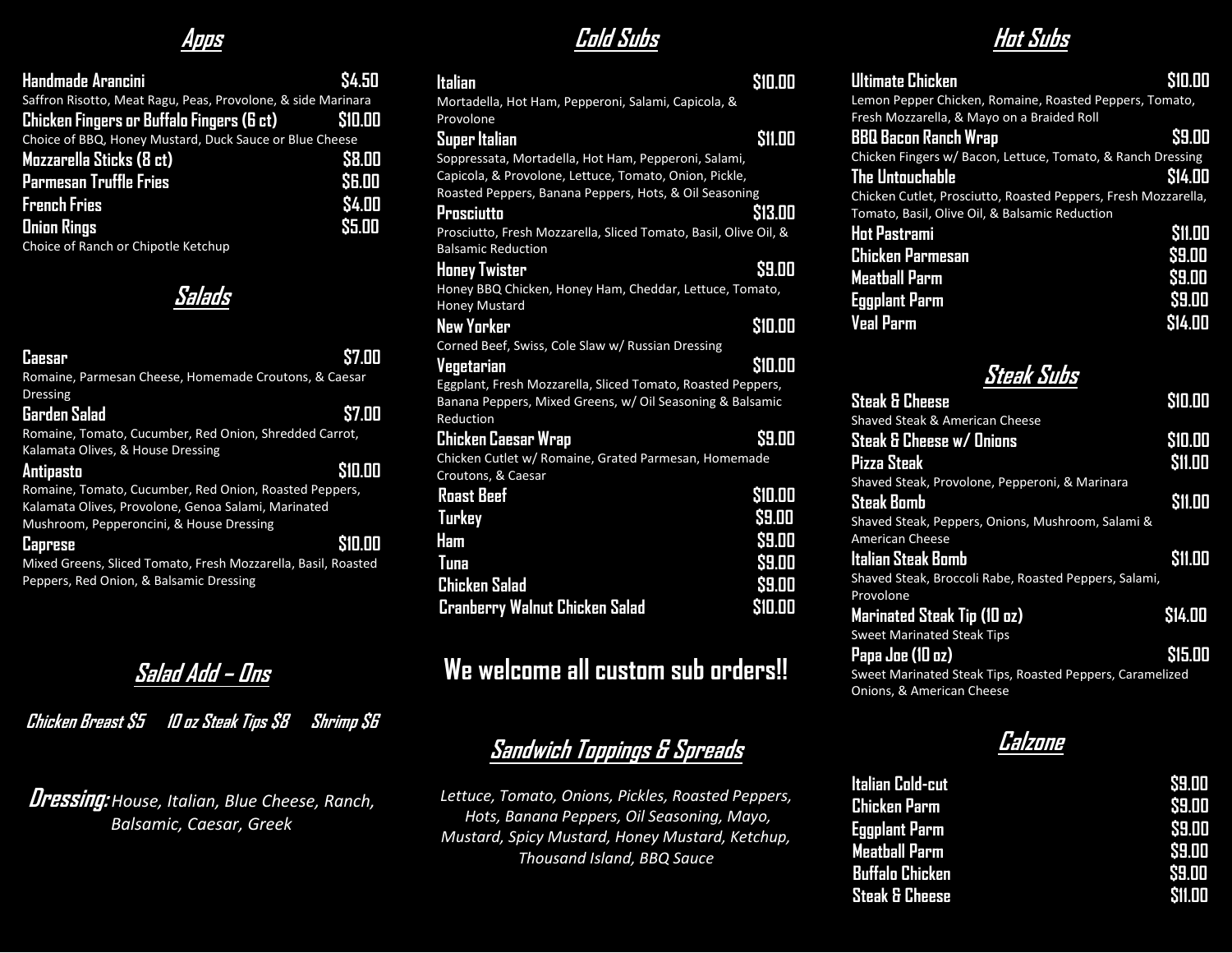## Apps

**Handmade Arancini** — $4.50
Saffron Risotto, Meat Ragu, Peas, Provolone, & side Marinara

**Chicken Fingers or Buffalo Fingers (6 ct)** — $10.00
Choice of BBQ, Honey Mustard, Duck Sauce or Blue Cheese

**Mozzarella Sticks (8 ct)** — $8.00

**Parmesan Truffle Fries** — $6.00

**French Fries** — $4.00

**Onion Rings** — $5.00
Choice of Ranch or Chipotle Ketchup

## Salads

**Caesar** — $7.00
Romaine, Parmesan Cheese, Homemade Croutons, & Caesar Dressing

**Garden Salad** — $7.00
Romaine, Tomato, Cucumber, Red Onion, Shredded Carrot, Kalamata Olives, & House Dressing

**Antipasto** — $10.00
Romaine, Tomato, Cucumber, Red Onion, Roasted Peppers, Kalamata Olives, Provolone, Genoa Salami, Marinated Mushroom, Pepperoncini, & House Dressing

**Caprese** — $10.00
Mixed Greens, Sliced Tomato, Fresh Mozzarella, Basil, Roasted Peppers, Red Onion, & Balsamic Dressing

## Salad Add – Ons

*Chicken Breast $5 10 oz Steak Tips $8 Shrimp $6*

***Dressing:*** *House, Italian, Blue Cheese, Ranch, Balsamic, Caesar, Greek*

## Cold Subs

**Italian** — $10.00
Mortadella, Hot Ham, Pepperoni, Salami, Capicola, & Provolone

**Super Italian** — $11.00
Soppressata, Mortadella, Hot Ham, Pepperoni, Salami, Capicola, & Provolone, Lettuce, Tomato, Onion, Pickle, Roasted Peppers, Banana Peppers, Hots, & Oil Seasoning

**Prosciutto** — $13.00
Prosciutto, Fresh Mozzarella, Sliced Tomato, Basil, Olive Oil, & Balsamic Reduction

**Honey Twister** — $9.00
Honey BBQ Chicken, Honey Ham, Cheddar, Lettuce, Tomato, Honey Mustard

**New Yorker** — $10.00
Corned Beef, Swiss, Cole Slaw w/ Russian Dressing

**Vegetarian** — $10.00
Eggplant, Fresh Mozzarella, Sliced Tomato, Roasted Peppers, Banana Peppers, Mixed Greens, w/ Oil Seasoning & Balsamic Reduction

**Chicken Caesar Wrap** — $9.00
Chicken Cutlet w/ Romaine, Grated Parmesan, Homemade Croutons, & Caesar

**Roast Beef** — $10.00

**Turkey** — $9.00

**Ham** — $9.00

**Tuna** — $9.00

**Chicken Salad** — $9.00

**Cranberry Walnut Chicken Salad** — $10.00

**We welcome all custom sub orders!!**

## Sandwich Toppings & Spreads

*Lettuce, Tomato, Onions, Pickles, Roasted Peppers, Hots, Banana Peppers, Oil Seasoning, Mayo, Mustard, Spicy Mustard, Honey Mustard, Ketchup, Thousand Island, BBQ Sauce*

## Hot Subs

**Ultimate Chicken** — $10.00
Lemon Pepper Chicken, Romaine, Roasted Peppers, Tomato, Fresh Mozzarella, & Mayo on a Braided Roll

**BBQ Bacon Ranch Wrap** — $9.00
Chicken Fingers w/ Bacon, Lettuce, Tomato, & Ranch Dressing

**The Untouchable** — $14.00
Chicken Cutlet, Prosciutto, Roasted Peppers, Fresh Mozzarella, Tomato, Basil, Olive Oil, & Balsamic Reduction

**Hot Pastrami** — $11.00

**Chicken Parmesan** — $9.00

**Meatball Parm** — $9.00

**Eggplant Parm** — $9.00

**Veal Parm** — $14.00

## Steak Subs

**Steak & Cheese** — $10.00
Shaved Steak & American Cheese

**Steak & Cheese w/ Onions** — $10.00

**Pizza Steak** — $11.00
Shaved Steak, Provolone, Pepperoni, & Marinara

**Steak Bomb** — $11.00
Shaved Steak, Peppers, Onions, Mushroom, Salami & American Cheese

**Italian Steak Bomb** — $11.00
Shaved Steak, Broccoli Rabe, Roasted Peppers, Salami, Provolone

**Marinated Steak Tip (10 oz)** — $14.00
Sweet Marinated Steak Tips

**Papa Joe (10 oz)** — $15.00
Sweet Marinated Steak Tips, Roasted Peppers, Caramelized Onions, & American Cheese

## Calzone

**Italian Cold-cut** — $9.00

**Chicken Parm** — $9.00

**Eggplant Parm** — $9.00

**Meatball Parm** — $9.00

**Buffalo Chicken** — $9.00

**Steak & Cheese** — $11.00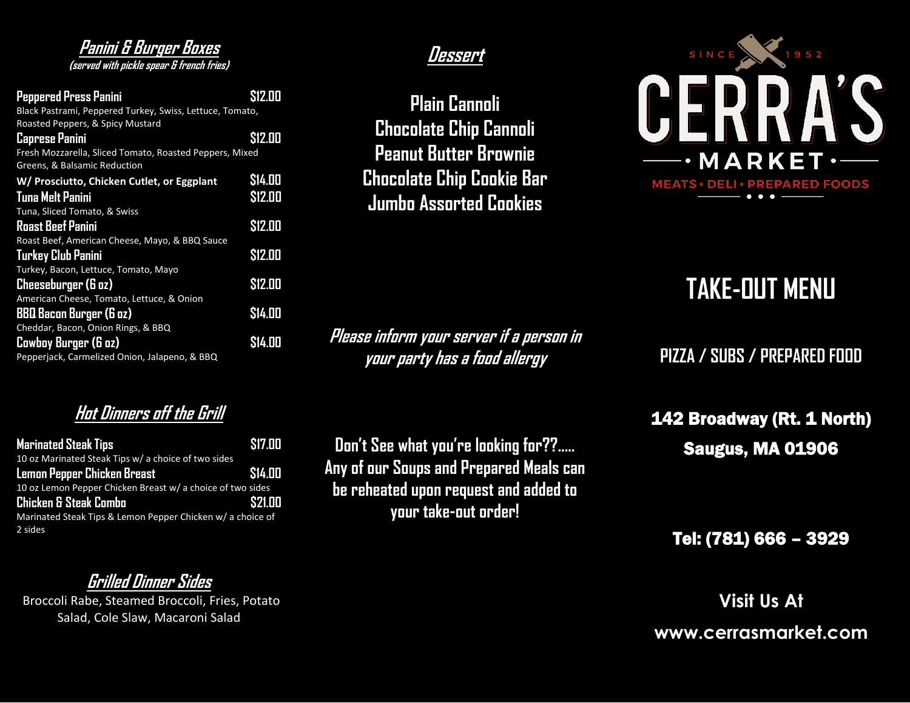## *Panini & Burger Boxes*

*(served with pickle spear & french fries)*

**Peppered Press Panini** — $12.00
Black Pastrami, Peppered Turkey, Swiss, Lettuce, Tomato, Roasted Peppers, & Spicy Mustard

**Caprese Panini** — $12.00
Fresh Mozzarella, Sliced Tomato, Roasted Peppers, Mixed Greens, & Balsamic Reduction

**W/ Prosciutto, Chicken Cutlet, or Eggplant** — $14.00

**Tuna Melt Panini** — $12.00
Tuna, Sliced Tomato, & Swiss

**Roast Beef Panini** — $12.00
Roast Beef, American Cheese, Mayo, & BBQ Sauce

**Turkey Club Panini** — $12.00
Turkey, Bacon, Lettuce, Tomato, Mayo

**Cheeseburger (6 oz)** — $12.00
American Cheese, Tomato, Lettuce, & Onion

**BBQ Bacon Burger (6 oz)** — $14.00
Cheddar, Bacon, Onion Rings, & BBQ

**Cowboy Burger (6 oz)** — $14.00
Pepperjack, Carmelized Onion, Jalapeno, & BBQ

## *Hot Dinners off the Grill*

**Marinated Steak Tips** — $17.00
10 oz Marinated Steak Tips w/ a choice of two sides

**Lemon Pepper Chicken Breast** — $14.00
10 oz Lemon Pepper Chicken Breast w/ a choice of two sides

**Chicken & Steak Combo** — $21.00
Marinated Steak Tips & Lemon Pepper Chicken w/ a choice of 2 sides

## *Grilled Dinner Sides*

Broccoli Rabe, Steamed Broccoli, Fries, Potato Salad, Cole Slaw, Macaroni Salad

## *Dessert*

**Plain Cannoli**
**Chocolate Chip Cannoli**
**Peanut Butter Brownie**
**Chocolate Chip Cookie Bar**
**Jumbo Assorted Cookies**

***Please inform your server if a person in your party has a food allergy***

**Don't See what you're looking for??..... Any of our Soups and Prepared Meals can be reheated upon request and added to your take-out order!**

SINCE 1952

# CERRA'S MARKET

MEATS • DELI • PREPARED FOODS

# TAKE-OUT MENU

## PIZZA / SUBS / PREPARED FOOD

**142 Broadway (Rt. 1 North)**
**Saugus, MA 01906**

**Tel: (781) 666 – 3929**

**Visit Us At**
**www.cerrasmarket.com**